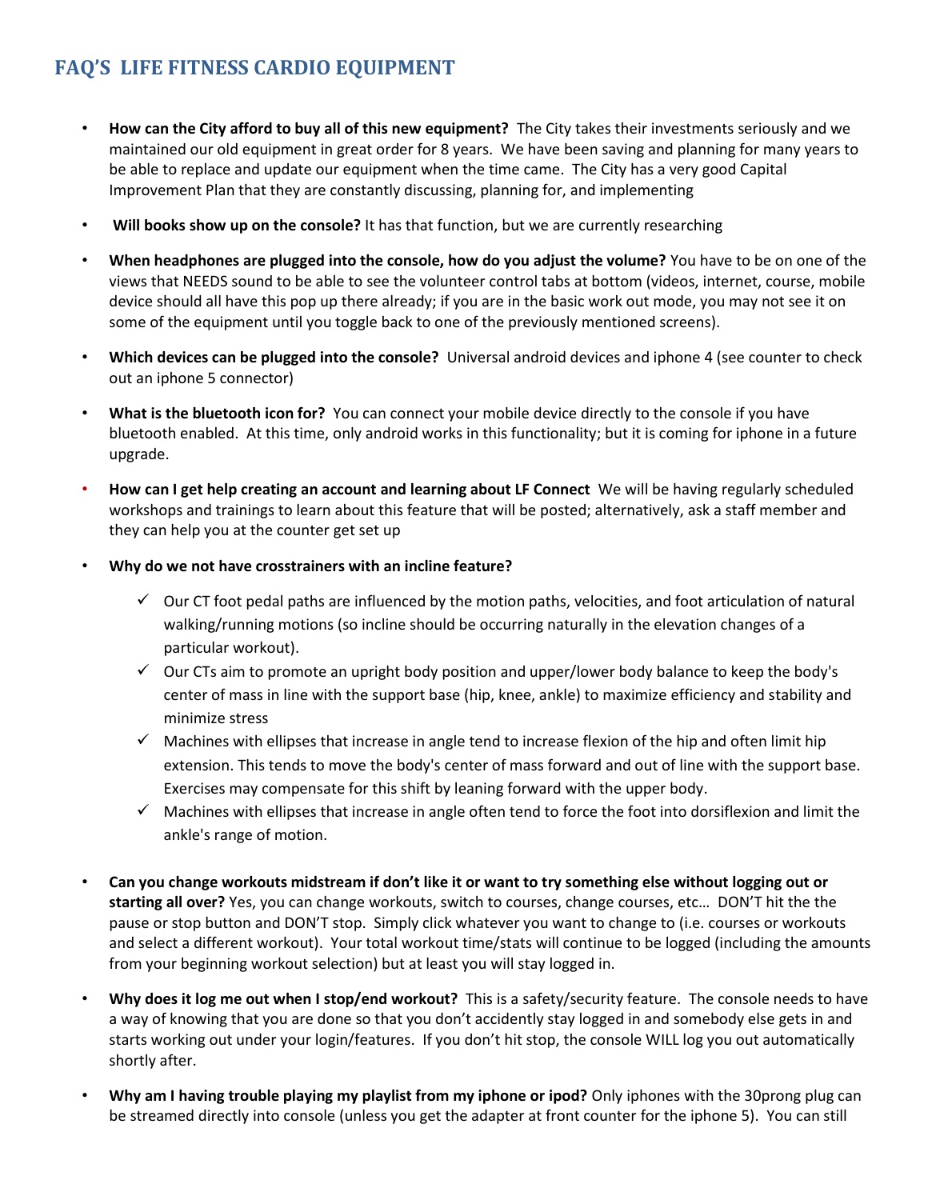# FAQ'S LIFE FITNESS CARDIO EQUIPMENT

- **How can the City afford to buy all of this new equipment?** The City takes their investments seriously and we maintained our old equipment in great order for 8 years. We have been saving and planning for many years to be able to replace and update our equipment when the time came. The City has a very good Capital Improvement Plan that they are constantly discussing, planning for, and implementing
- **Will books show up on the console?** It has that function, but we are currently researching
- **When headphones are plugged into the console, how do you adjust the volume?** You have to be on one of the views that NEEDS sound to be able to see the volunteer control tabs at bottom (videos, internet, course, mobile device should all have this pop up there already; if you are in the basic work out mode, you may not see it on some of the equipment until you toggle back to one of the previously mentioned screens).
- **Which devices can be plugged into the console?** Universal android devices and iphone 4 (see counter to check out an iphone 5 connector)
- **What is the bluetooth icon for?** You can connect your mobile device directly to the console if you have bluetooth enabled. At this time, only android works in this functionality; but it is coming for iphone in a future upgrade.
- **How can I get help creating an account and learning about LF Connect** We will be having regularly scheduled workshops and trainings to learn about this feature that will be posted; alternatively, ask a staff member and they can help you at the counter get set up
- **Why do we not have crosstrainers with an incline feature?**
  - ✓ Our CT foot pedal paths are influenced by the motion paths, velocities, and foot articulation of natural walking/running motions (so incline should be occurring naturally in the elevation changes of a particular workout).
  - ✓ Our CTs aim to promote an upright body position and upper/lower body balance to keep the body's center of mass in line with the support base (hip, knee, ankle) to maximize efficiency and stability and minimize stress
  - ✓ Machines with ellipses that increase in angle tend to increase flexion of the hip and often limit hip extension. This tends to move the body's center of mass forward and out of line with the support base. Exercises may compensate for this shift by leaning forward with the upper body.
  - ✓ Machines with ellipses that increase in angle often tend to force the foot into dorsiflexion and limit the ankle's range of motion.
- **Can you change workouts midstream if don't like it or want to try something else without logging out or starting all over?** Yes, you can change workouts, switch to courses, change courses, etc… DON'T hit the the pause or stop button and DON'T stop. Simply click whatever you want to change to (i.e. courses or workouts and select a different workout). Your total workout time/stats will continue to be logged (including the amounts from your beginning workout selection) but at least you will stay logged in.
- **Why does it log me out when I stop/end workout?** This is a safety/security feature. The console needs to have a way of knowing that you are done so that you don't accidently stay logged in and somebody else gets in and starts working out under your login/features. If you don't hit stop, the console WILL log you out automatically shortly after.
- **Why am I having trouble playing my playlist from my iphone or ipod?** Only iphones with the 30prong plug can be streamed directly into console (unless you get the adapter at front counter for the iphone 5). You can still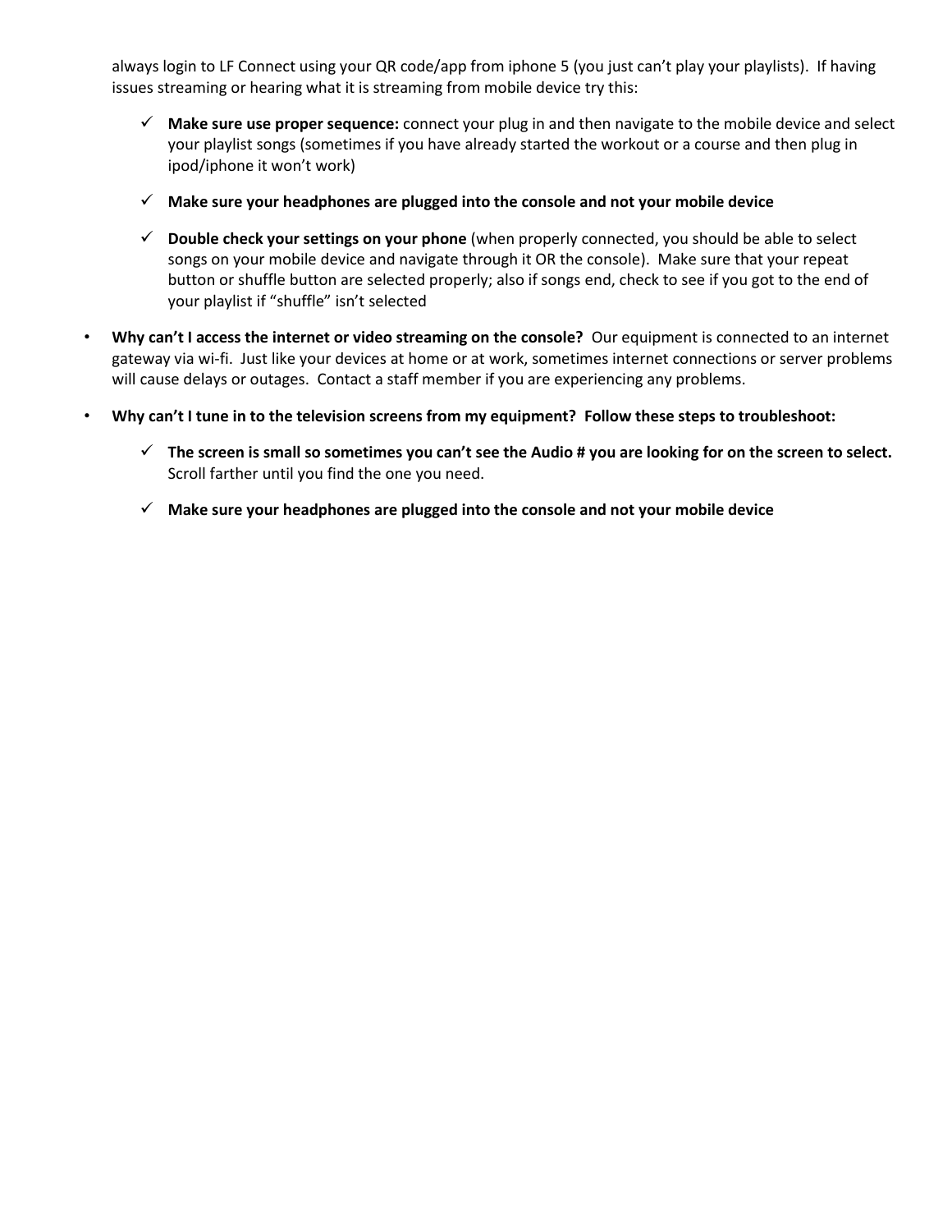always login to LF Connect using your QR code/app from iphone 5 (you just can't play your playlists). If having issues streaming or hearing what it is streaming from mobile device try this:

- ✓ **Make sure use proper sequence:** connect your plug in and then navigate to the mobile device and select your playlist songs (sometimes if you have already started the workout or a course and then plug in ipod/iphone it won't work)
- ✓ **Make sure your headphones are plugged into the console and not your mobile device**
- ✓ **Double check your settings on your phone** (when properly connected, you should be able to select songs on your mobile device and navigate through it OR the console). Make sure that your repeat button or shuffle button are selected properly; also if songs end, check to see if you got to the end of your playlist if "shuffle" isn't selected

- **Why can't I access the internet or video streaming on the console?** Our equipment is connected to an internet gateway via wi-fi. Just like your devices at home or at work, sometimes internet connections or server problems will cause delays or outages. Contact a staff member if you are experiencing any problems.

- **Why can't I tune in to the television screens from my equipment? Follow these steps to troubleshoot:**
  - ✓ **The screen is small so sometimes you can't see the Audio # you are looking for on the screen to select.** Scroll farther until you find the one you need.
  - ✓ **Make sure your headphones are plugged into the console and not your mobile device**